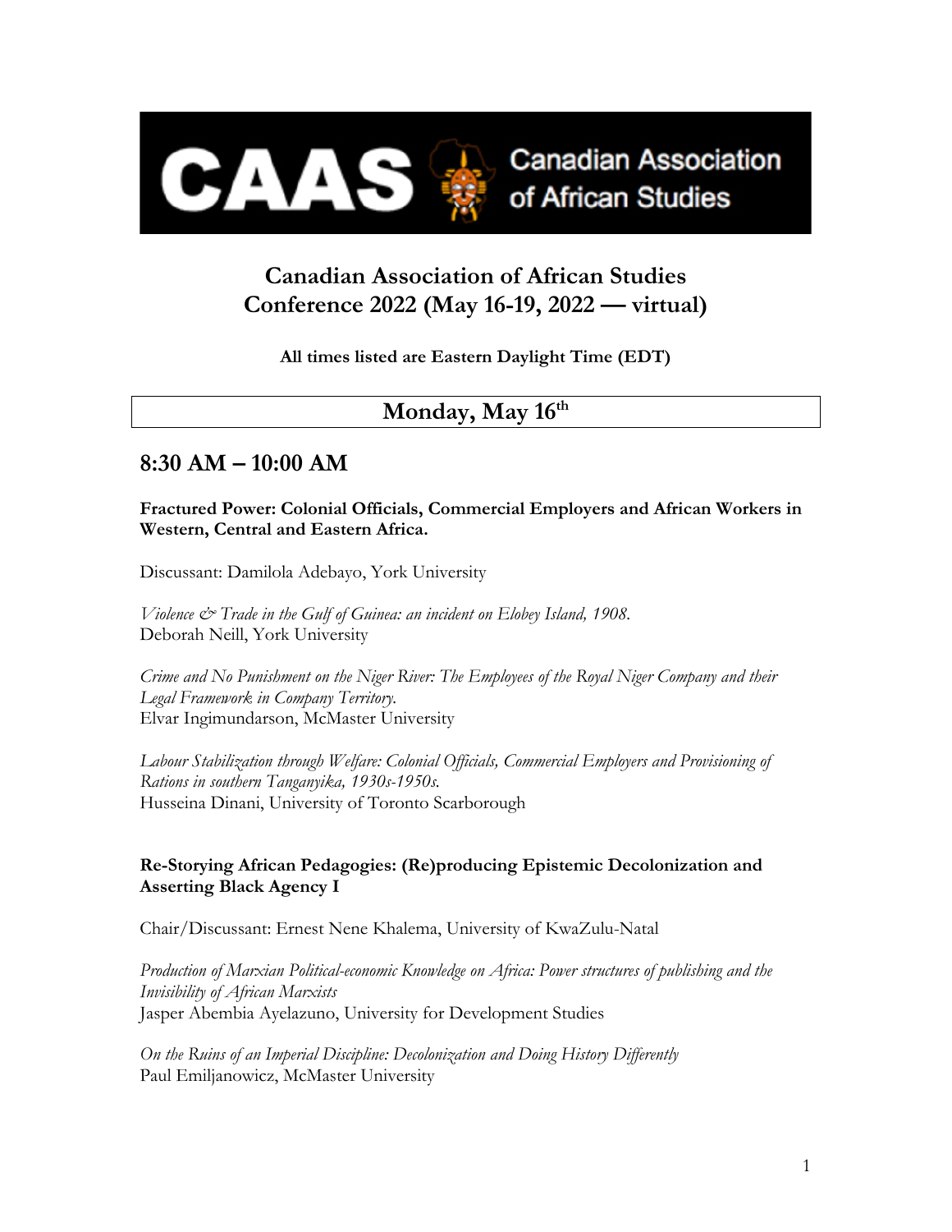CAAS Canadian Association of African Studies

# Canadian Association of African Studies Conference 2022 (May 16-19, 2022 — virtual)

**All times listed are Eastern Daylight Time (EDT)**

## Monday, May 16th

### 8:30 AM – 10:00 AM

**Fractured Power: Colonial Officials, Commercial Employers and African Workers in Western, Central and Eastern Africa.**

Discussant: Damilola Adebayo, York University

*Violence & Trade in the Gulf of Guinea: an incident on Elobey Island, 1908.*
Deborah Neill, York University

*Crime and No Punishment on the Niger River: The Employees of the Royal Niger Company and their Legal Framework in Company Territory.*
Elvar Ingimundarson, McMaster University

*Labour Stabilization through Welfare: Colonial Officials, Commercial Employers and Provisioning of Rations in southern Tanganyika, 1930s-1950s.*
Husseina Dinani, University of Toronto Scarborough

**Re-Storying African Pedagogies: (Re)producing Epistemic Decolonization and Asserting Black Agency I**

Chair/Discussant: Ernest Nene Khalema, University of KwaZulu-Natal

*Production of Marxian Political-economic Knowledge on Africa: Power structures of publishing and the Invisibility of African Marxists*
Jasper Abembia Ayelazuno, University for Development Studies

*On the Ruins of an Imperial Discipline: Decolonization and Doing History Differently*
Paul Emiljanowicz, McMaster University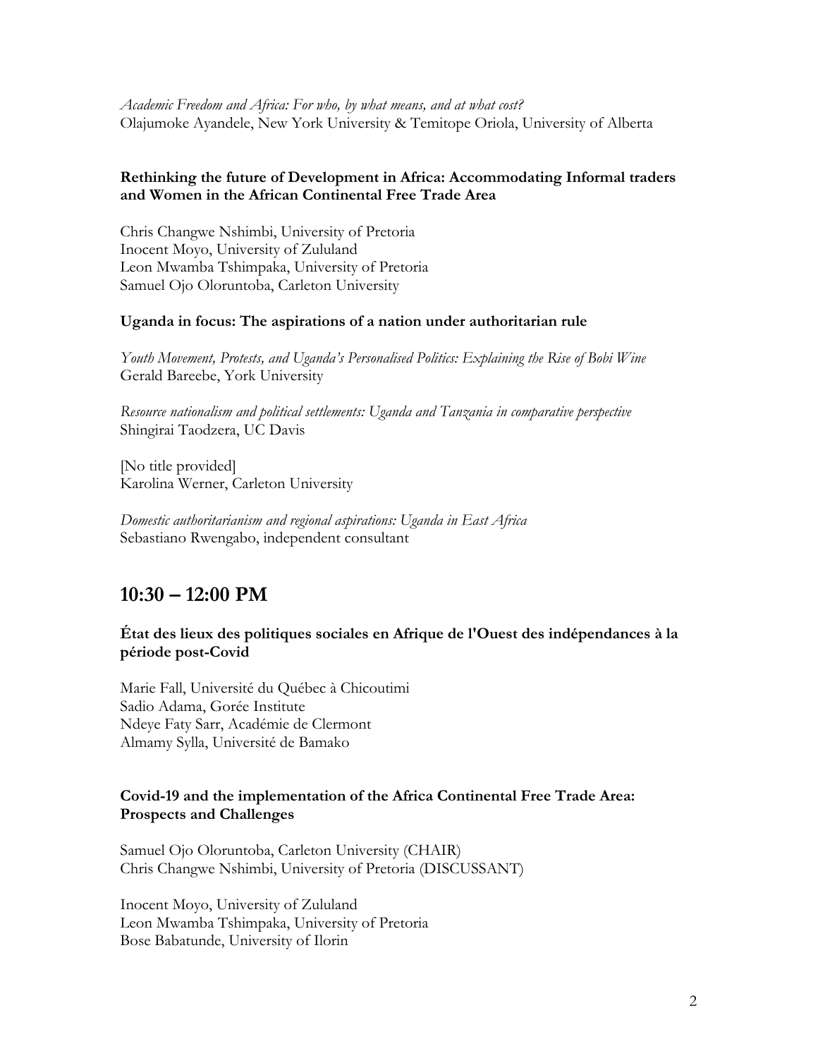*Academic Freedom and Africa: For who, by what means, and at what cost?*
Olajumoke Ayandele, New York University & Temitope Oriola, University of Alberta

**Rethinking the future of Development in Africa: Accommodating Informal traders and Women in the African Continental Free Trade Area**

Chris Changwe Nshimbi, University of Pretoria
Inocent Moyo, University of Zululand
Leon Mwamba Tshimpaka, University of Pretoria
Samuel Ojo Oloruntoba, Carleton University

**Uganda in focus: The aspirations of a nation under authoritarian rule**

*Youth Movement, Protests, and Uganda's Personalised Politics: Explaining the Rise of Bobi Wine*
Gerald Bareebe, York University

*Resource nationalism and political settlements: Uganda and Tanzania in comparative perspective*
Shingirai Taodzera, UC Davis

[No title provided]
Karolina Werner, Carleton University

*Domestic authoritarianism and regional aspirations: Uganda in East Africa*
Sebastiano Rwengabo, independent consultant

## 10:30 – 12:00 PM

**État des lieux des politiques sociales en Afrique de l'Ouest des indépendances à la période post-Covid**

Marie Fall, Université du Québec à Chicoutimi
Sadio Adama, Gorée Institute
Ndeye Faty Sarr, Académie de Clermont
Almamy Sylla, Université de Bamako

**Covid-19 and the implementation of the Africa Continental Free Trade Area: Prospects and Challenges**

Samuel Ojo Oloruntoba, Carleton University (CHAIR)
Chris Changwe Nshimbi, University of Pretoria (DISCUSSANT)

Inocent Moyo, University of Zululand
Leon Mwamba Tshimpaka, University of Pretoria
Bose Babatunde, University of Ilorin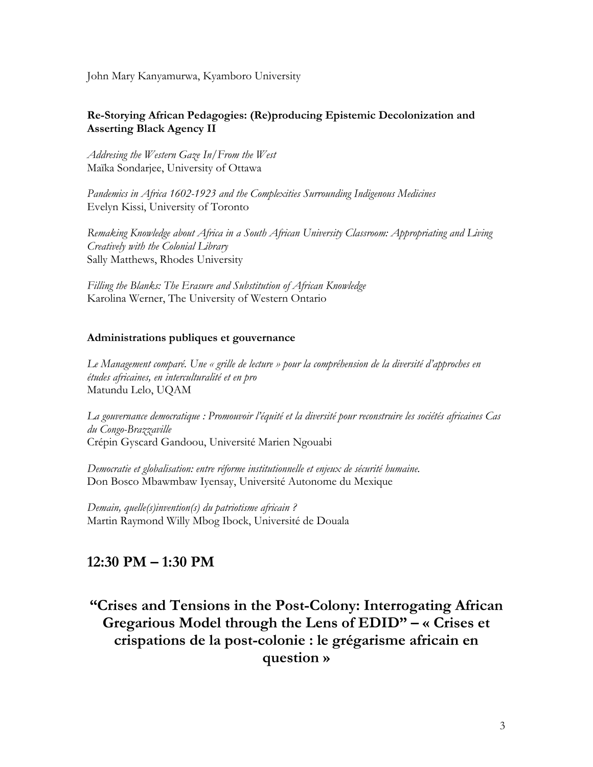John Mary Kanyamurwa, Kyamboro University

**Re-Storying African Pedagogies: (Re)producing Epistemic Decolonization and Asserting Black Agency II**

*Addresing the Western Gaze In/From the West*
Maïka Sondarjee, University of Ottawa

*Pandemics in Africa 1602-1923 and the Complexities Surrounding Indigenous Medicines*
Evelyn Kissi, University of Toronto

*Remaking Knowledge about Africa in a South African University Classroom: Appropriating and Living Creatively with the Colonial Library*
Sally Matthews, Rhodes University

*Filling the Blanks: The Erasure and Substitution of African Knowledge*
Karolina Werner, The University of Western Ontario

**Administrations publiques et gouvernance**

*Le Management comparé. Une « grille de lecture » pour la compréhension de la diversité d'approches en études africaines, en interculturalité et en pro*
Matundu Lelo, UQAM

*La gouvernance democratique : Promouvoir l'équité et la diversité pour reconstruire les sociétés africaines Cas du Congo-Brazzaville*
Crépin Gyscard Gandoou, Université Marien Ngouabi

*Democratie et globalisation: entre réforme institutionnelle et enjeux de sécurité humaine.*
Don Bosco Mbawmbaw Iyensay, Université Autonome du Mexique

*Demain, quelle(s)invention(s) du patriotisme africain ?*
Martin Raymond Willy Mbog Ibock, Université de Douala

## 12:30 PM – 1:30 PM

## "Crises and Tensions in the Post-Colony: Interrogating African Gregarious Model through the Lens of EDID" – « Crises et crispations de la post-colonie : le grégarisme africain en question »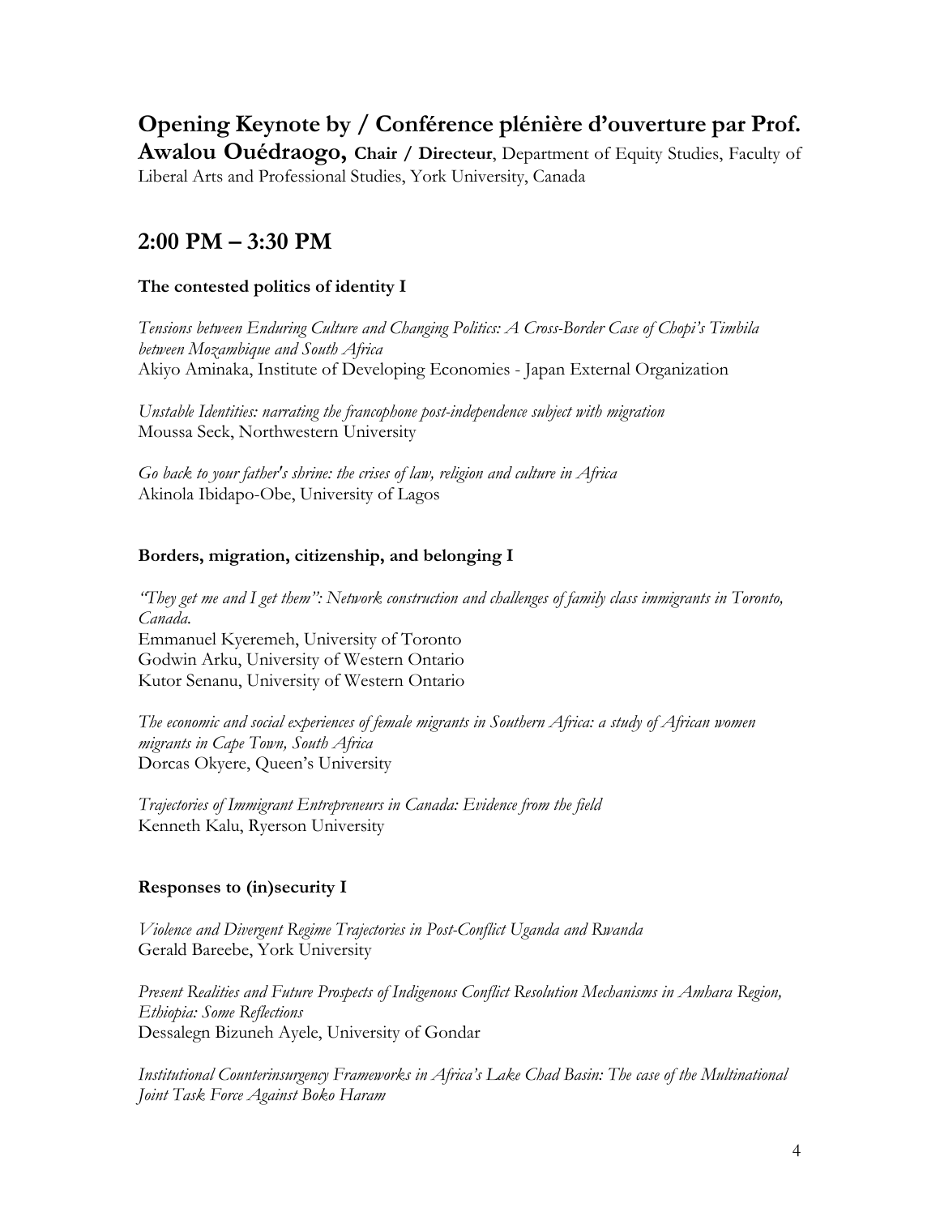## Opening Keynote by / Conférence plénière d'ouverture par Prof. Awalou Ouédraogo, Chair / Directeur, Department of Equity Studies, Faculty of Liberal Arts and Professional Studies, York University, Canada

## 2:00 PM – 3:30 PM

**The contested politics of identity I**

*Tensions between Enduring Culture and Changing Politics: A Cross-Border Case of Chopi's Timbila between Mozambique and South Africa*
Akiyo Aminaka, Institute of Developing Economies - Japan External Organization

*Unstable Identities: narrating the francophone post-independence subject with migration*
Moussa Seck, Northwestern University

*Go back to your father's shrine: the crises of law, religion and culture in Africa*
Akinola Ibidapo-Obe, University of Lagos

**Borders, migration, citizenship, and belonging I**

*"They get me and I get them": Network construction and challenges of family class immigrants in Toronto, Canada.*
Emmanuel Kyeremeh, University of Toronto
Godwin Arku, University of Western Ontario
Kutor Senanu, University of Western Ontario

*The economic and social experiences of female migrants in Southern Africa: a study of African women migrants in Cape Town, South Africa*
Dorcas Okyere, Queen's University

*Trajectories of Immigrant Entrepreneurs in Canada: Evidence from the field*
Kenneth Kalu, Ryerson University

**Responses to (in)security I**

*Violence and Divergent Regime Trajectories in Post-Conflict Uganda and Rwanda*
Gerald Bareebe, York University

*Present Realities and Future Prospects of Indigenous Conflict Resolution Mechanisms in Amhara Region, Ethiopia: Some Reflections*
Dessalegn Bizuneh Ayele, University of Gondar

*Institutional Counterinsurgency Frameworks in Africa's Lake Chad Basin: The case of the Multinational Joint Task Force Against Boko Haram*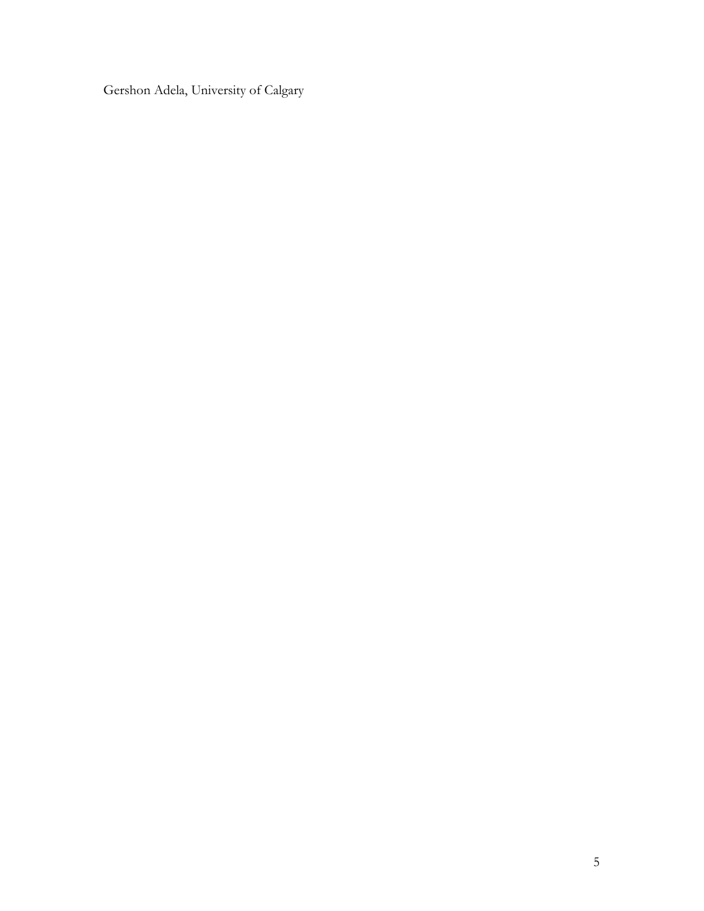Gershon Adela, University of Calgary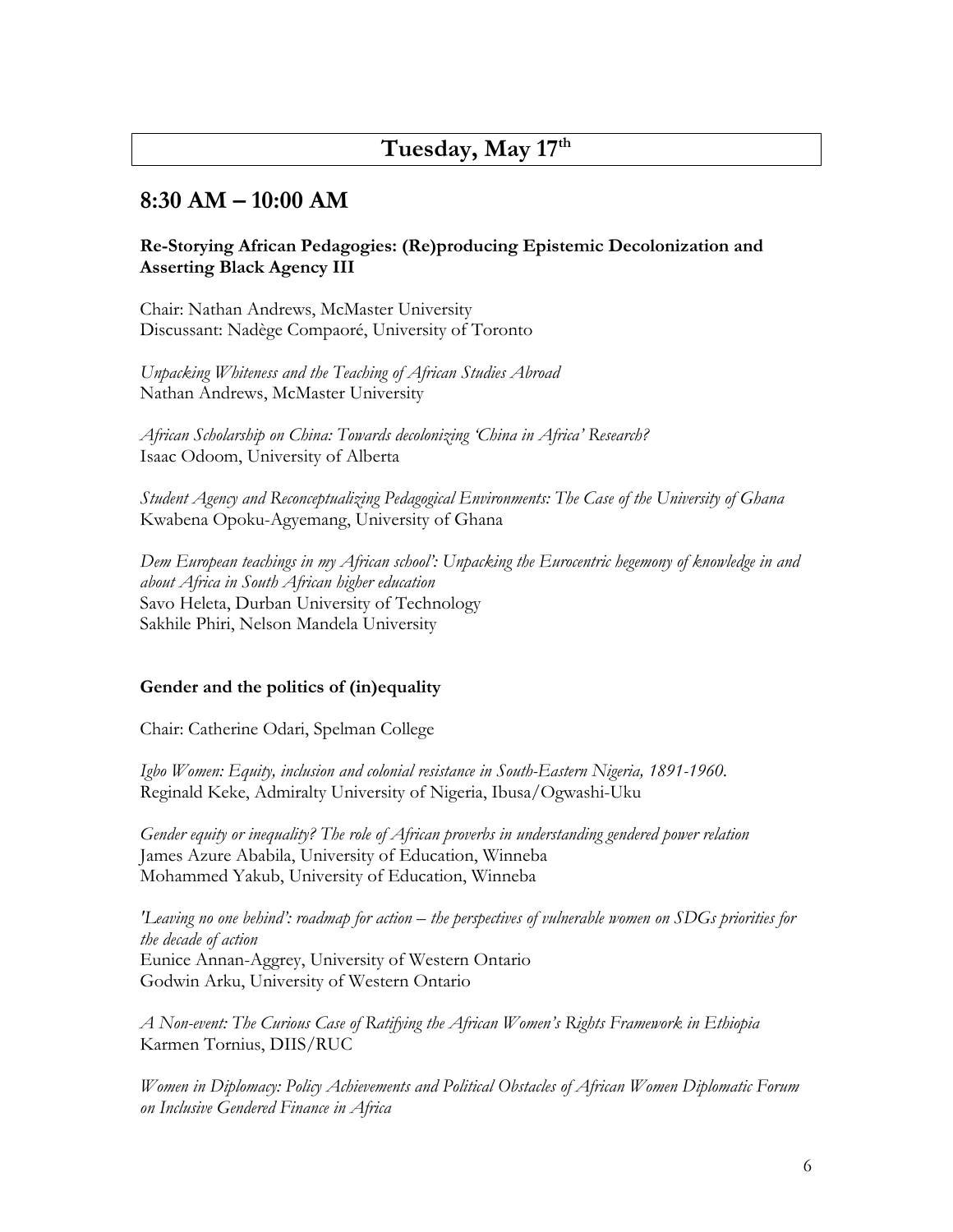# Tuesday, May 17th

## 8:30 AM – 10:00 AM

**Re-Storying African Pedagogies: (Re)producing Epistemic Decolonization and Asserting Black Agency III**

Chair: Nathan Andrews, McMaster University
Discussant: Nadège Compaoré, University of Toronto

*Unpacking Whiteness and the Teaching of African Studies Abroad*
Nathan Andrews, McMaster University

*African Scholarship on China: Towards decolonizing 'China in Africa' Research?*
Isaac Odoom, University of Alberta

*Student Agency and Reconceptualizing Pedagogical Environments: The Case of the University of Ghana*
Kwabena Opoku-Agyemang, University of Ghana

*Dem European teachings in my African school': Unpacking the Eurocentric hegemony of knowledge in and about Africa in South African higher education*
Savo Heleta, Durban University of Technology
Sakhile Phiri, Nelson Mandela University

**Gender and the politics of (in)equality**

Chair: Catherine Odari, Spelman College

*Igbo Women: Equity, inclusion and colonial resistance in South-Eastern Nigeria, 1891-1960.*
Reginald Keke, Admiralty University of Nigeria, Ibusa/Ogwashi-Uku

*Gender equity or inequality? The role of African proverbs in understanding gendered power relation*
James Azure Ababila, University of Education, Winneba
Mohammed Yakub, University of Education, Winneba

*'Leaving no one behind': roadmap for action – the perspectives of vulnerable women on SDGs priorities for the decade of action*
Eunice Annan-Aggrey, University of Western Ontario
Godwin Arku, University of Western Ontario

*A Non-event: The Curious Case of Ratifying the African Women's Rights Framework in Ethiopia*
Karmen Tornius, DIIS/RUC

*Women in Diplomacy: Policy Achievements and Political Obstacles of African Women Diplomatic Forum on Inclusive Gendered Finance in Africa*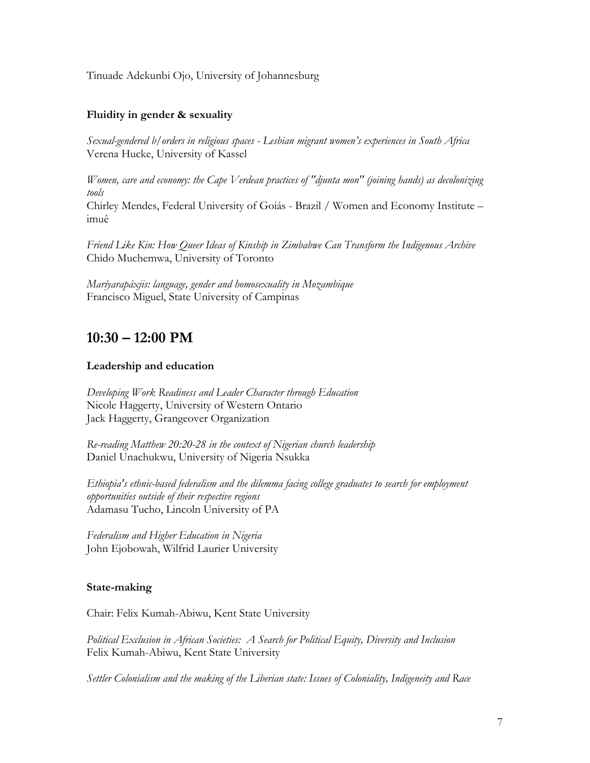Tinuade Adekunbi Ojo, University of Johannesburg

### Fluidity in gender & sexuality

*Sexual-gendered b/orders in religious spaces - Lesbian migrant women's experiences in South Africa*
Verena Hucke, University of Kassel

*Women, care and economy: the Cape Verdean practices of "djunta mon" (joining hands) as decolonizing tools*
Chirley Mendes, Federal University of Goiás - Brazil / Women and Economy Institute – imuê

*Friend Like Kin: How Queer Ideas of Kinship in Zimbabwe Can Transform the Indigenous Archive*
Chido Muchemwa, University of Toronto

*Maríyarapáxjis: language, gender and homosexuality in Mozambique*
Francisco Miguel, State University of Campinas

## 10:30 – 12:00 PM

### Leadership and education

*Developing Work Readiness and Leader Character through Education*
Nicole Haggerty, University of Western Ontario
Jack Haggerty, Grangeover Organization

*Re-reading Matthew 20:20-28 in the context of Nigerian church leadership*
Daniel Unachukwu, University of Nigeria Nsukka

*Ethiopia's ethnic-based federalism and the dilemma facing college graduates to search for employment opportunities outside of their respective regions*
Adamasu Tucho, Lincoln University of PA

*Federalism and Higher Education in Nigeria*
John Ejobowah, Wilfrid Laurier University

### State-making

Chair: Felix Kumah-Abiwu, Kent State University

*Political Exclusion in African Societies: A Search for Political Equity, Diversity and Inclusion*
Felix Kumah-Abiwu, Kent State University

*Settler Colonialism and the making of the Liberian state: Issues of Coloniality, Indigeneity and Race*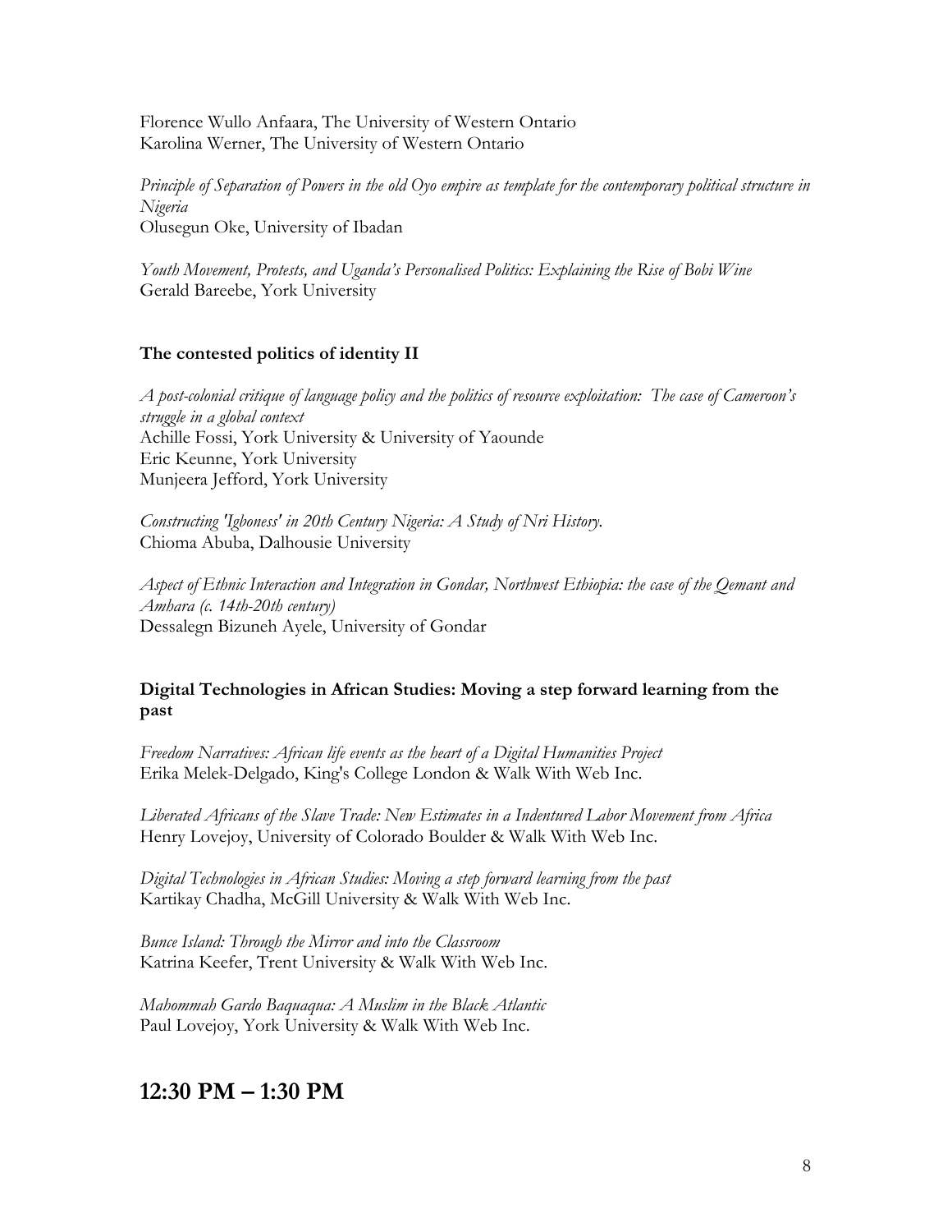Florence Wullo Anfaara, The University of Western Ontario
Karolina Werner, The University of Western Ontario

*Principle of Separation of Powers in the old Oyo empire as template for the contemporary political structure in Nigeria*
Olusegun Oke, University of Ibadan

*Youth Movement, Protests, and Uganda's Personalised Politics: Explaining the Rise of Bobi Wine*
Gerald Bareebe, York University

**The contested politics of identity II**

*A post-colonial critique of language policy and the politics of resource exploitation: The case of Cameroon's struggle in a global context*
Achille Fossi, York University & University of Yaounde
Eric Keunne, York University
Munjeera Jefford, York University

*Constructing 'Igboness' in 20th Century Nigeria: A Study of Nri History.*
Chioma Abuba, Dalhousie University

*Aspect of Ethnic Interaction and Integration in Gondar, Northwest Ethiopia: the case of the Qemant and Amhara (c. 14th-20th century)*
Dessalegn Bizuneh Ayele, University of Gondar

**Digital Technologies in African Studies: Moving a step forward learning from the past**

*Freedom Narratives: African life events as the heart of a Digital Humanities Project*
Erika Melek-Delgado, King's College London & Walk With Web Inc.

*Liberated Africans of the Slave Trade: New Estimates in a Indentured Labor Movement from Africa*
Henry Lovejoy, University of Colorado Boulder & Walk With Web Inc.

*Digital Technologies in African Studies: Moving a step forward learning from the past*
Kartikay Chadha, McGill University & Walk With Web Inc.

*Bunce Island: Through the Mirror and into the Classroom*
Katrina Keefer, Trent University & Walk With Web Inc.

*Mahommah Gardo Baquaqua: A Muslim in the Black Atlantic*
Paul Lovejoy, York University & Walk With Web Inc.

## 12:30 PM – 1:30 PM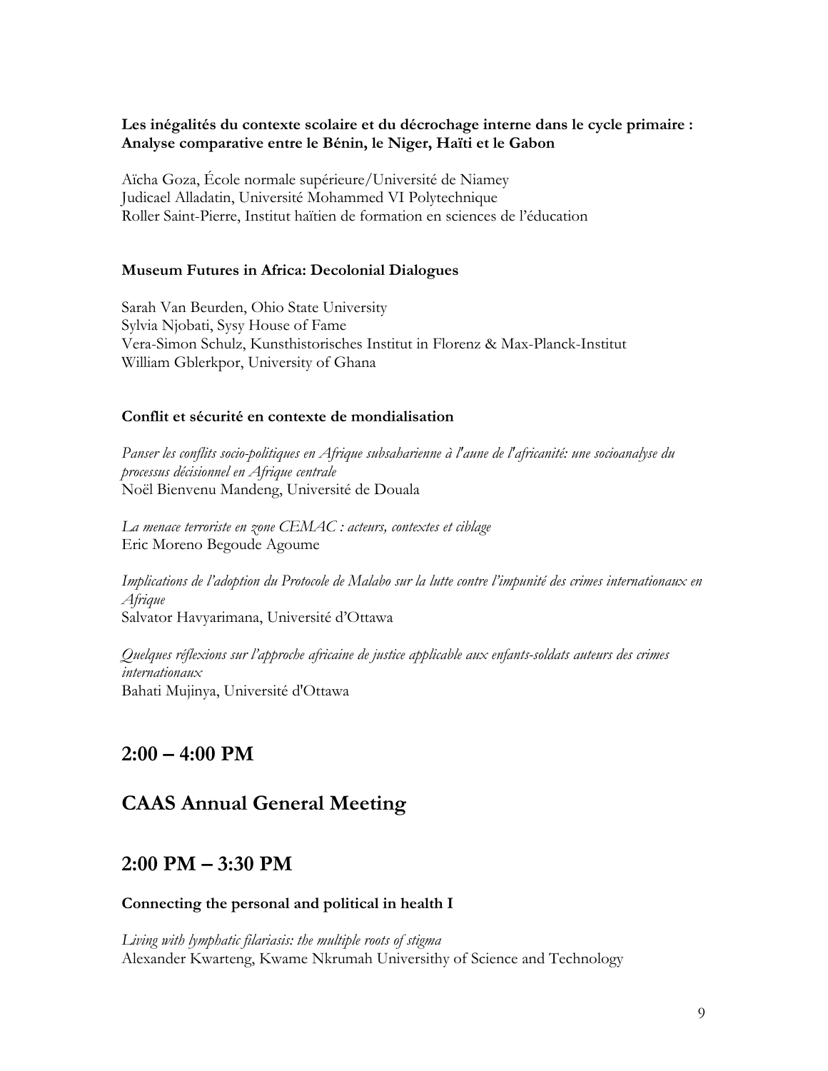**Les inégalités du contexte scolaire et du décrochage interne dans le cycle primaire : Analyse comparative entre le Bénin, le Niger, Haïti et le Gabon**

Aïcha Goza, École normale supérieure/Université de Niamey
Judicael Alladatin, Université Mohammed VI Polytechnique
Roller Saint-Pierre, Institut haïtien de formation en sciences de l'éducation

**Museum Futures in Africa: Decolonial Dialogues**

Sarah Van Beurden, Ohio State University
Sylvia Njobati, Sysy House of Fame
Vera-Simon Schulz, Kunsthistorisches Institut in Florenz & Max-Planck-Institut
William Gblerkpor, University of Ghana

**Conflit et sécurité en contexte de mondialisation**

*Panser les conflits socio-politiques en Afrique subsaharienne à l'aune de l'africanité: une socioanalyse du processus décisionnel en Afrique centrale*
Noël Bienvenu Mandeng, Université de Douala

*La menace terroriste en zone CEMAC : acteurs, contextes et ciblage*
Eric Moreno Begoude Agoume

*Implications de l'adoption du Protocole de Malabo sur la lutte contre l'impunité des crimes internationaux en Afrique*
Salvator Havyarimana, Université d'Ottawa

*Quelques réflexions sur l'approche africaine de justice applicable aux enfants-soldats auteurs des crimes internationaux*
Bahati Mujinya, Université d'Ottawa

## 2:00 – 4:00 PM

## CAAS Annual General Meeting

## 2:00 PM – 3:30 PM

**Connecting the personal and political in health I**

*Living with lymphatic filariasis: the multiple roots of stigma*
Alexander Kwarteng, Kwame Nkrumah Universithy of Science and Technology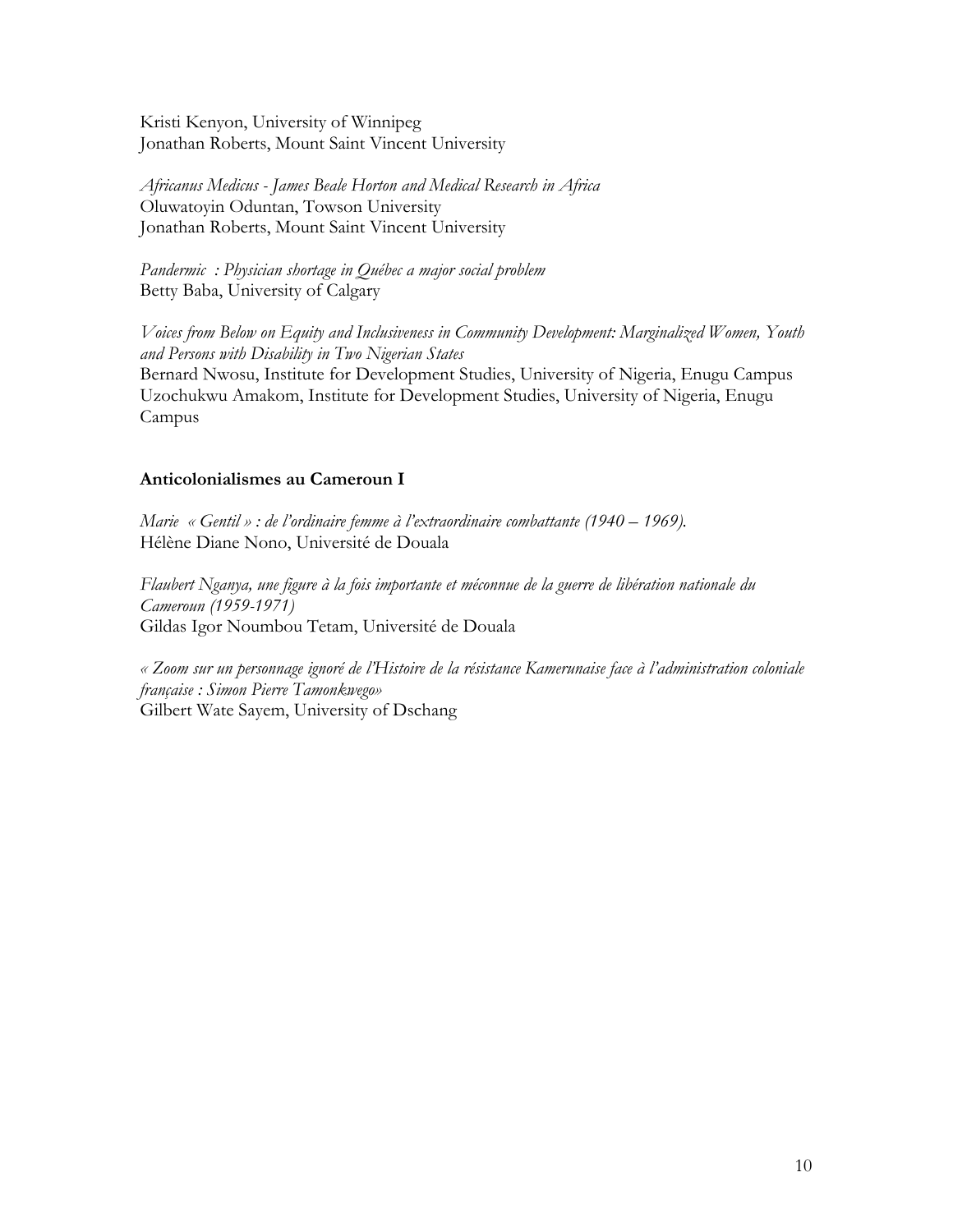Kristi Kenyon, University of Winnipeg
Jonathan Roberts, Mount Saint Vincent University

*Africanus Medicus - James Beale Horton and Medical Research in Africa*
Oluwatoyin Oduntan, Towson University
Jonathan Roberts, Mount Saint Vincent University

*Pandermic : Physician shortage in Québec a major social problem*
Betty Baba, University of Calgary

*Voices from Below on Equity and Inclusiveness in Community Development: Marginalized Women, Youth and Persons with Disability in Two Nigerian States*
Bernard Nwosu, Institute for Development Studies, University of Nigeria, Enugu Campus
Uzochukwu Amakom, Institute for Development Studies, University of Nigeria, Enugu Campus

**Anticolonialismes au Cameroun I**

*Marie « Gentil » : de l'ordinaire femme à l'extraordinaire combattante (1940 – 1969).*
Hélène Diane Nono, Université de Douala

*Flaubert Nganya, une figure à la fois importante et méconnue de la guerre de libération nationale du Cameroun (1959-1971)*
Gildas Igor Noumbou Tetam, Université de Douala

*« Zoom sur un personnage ignoré de l'Histoire de la résistance Kamerunaise face à l'administration coloniale française : Simon Pierre Tamonkwego»*
Gilbert Wate Sayem, University of Dschang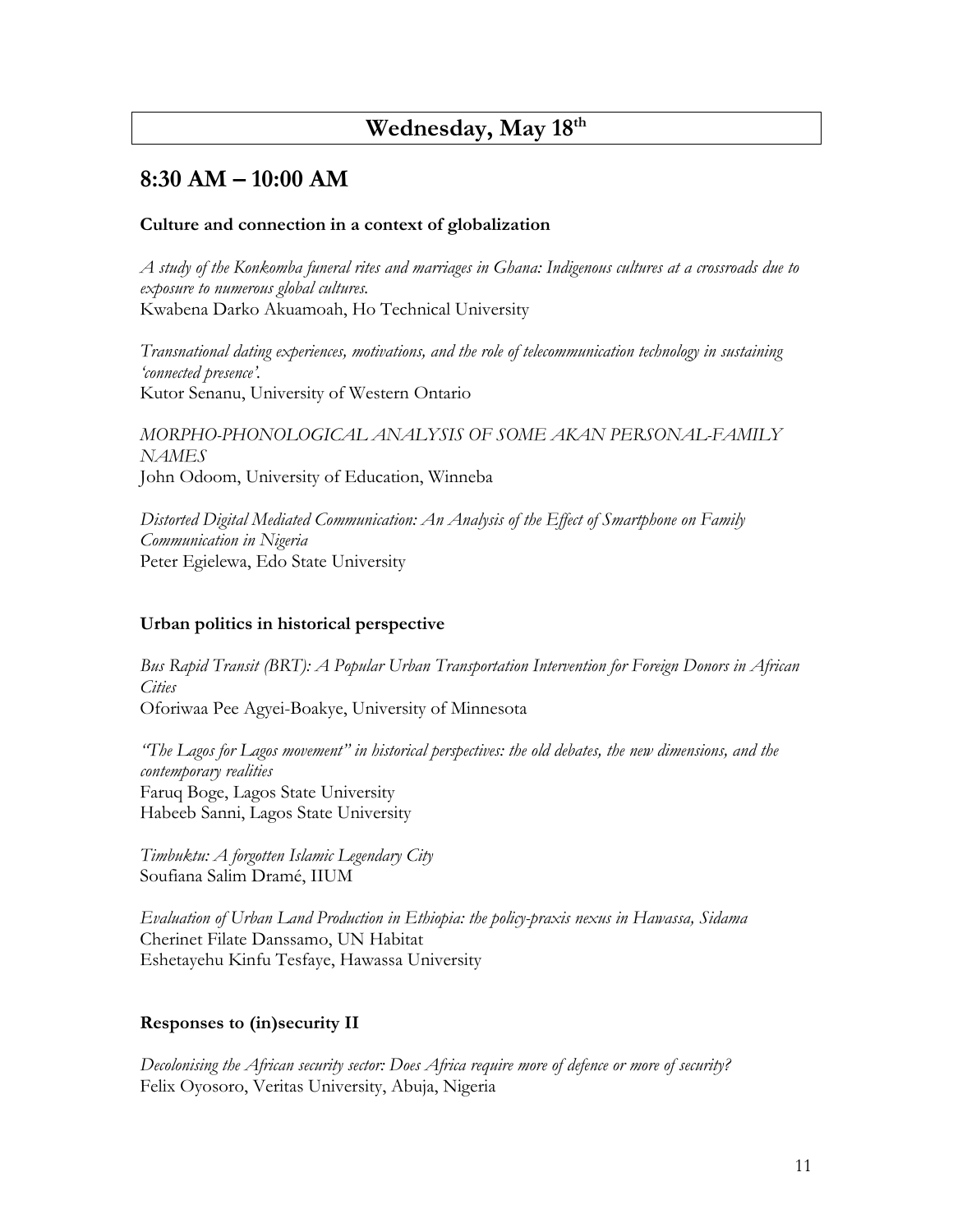# Wednesday, May 18th

## 8:30 AM – 10:00 AM

### Culture and connection in a context of globalization

*A study of the Konkomba funeral rites and marriages in Ghana: Indigenous cultures at a crossroads due to exposure to numerous global cultures.*
Kwabena Darko Akuamoah, Ho Technical University

*Transnational dating experiences, motivations, and the role of telecommunication technology in sustaining 'connected presence'.*
Kutor Senanu, University of Western Ontario

*MORPHO-PHONOLOGICAL ANALYSIS OF SOME AKAN PERSONAL-FAMILY NAMES*
John Odoom, University of Education, Winneba

*Distorted Digital Mediated Communication: An Analysis of the Effect of Smartphone on Family Communication in Nigeria*
Peter Egielewa, Edo State University

### Urban politics in historical perspective

*Bus Rapid Transit (BRT): A Popular Urban Transportation Intervention for Foreign Donors in African Cities*
Oforiwaa Pee Agyei-Boakye, University of Minnesota

*"The Lagos for Lagos movement" in historical perspectives: the old debates, the new dimensions, and the contemporary realities*
Faruq Boge, Lagos State University
Habeeb Sanni, Lagos State University

*Timbuktu: A forgotten Islamic Legendary City*
Soufiana Salim Dramé, IIUM

*Evaluation of Urban Land Production in Ethiopia: the policy-praxis nexus in Hawassa, Sidama*
Cherinet Filate Danssamo, UN Habitat
Eshetayehu Kinfu Tesfaye, Hawassa University

### Responses to (in)security II

*Decolonising the African security sector: Does Africa require more of defence or more of security?*
Felix Oyosoro, Veritas University, Abuja, Nigeria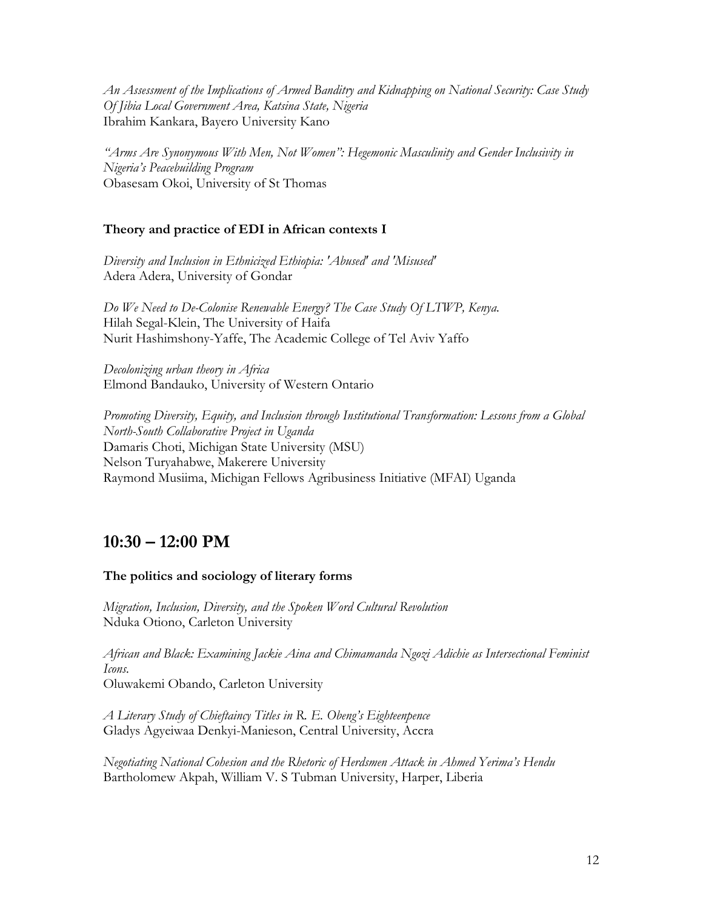*An Assessment of the Implications of Armed Banditry and Kidnapping on National Security: Case Study Of Jibia Local Government Area, Katsina State, Nigeria*
Ibrahim Kankara, Bayero University Kano

*"Arms Are Synonymous With Men, Not Women": Hegemonic Masculinity and Gender Inclusivity in Nigeria's Peacebuilding Program*
Obasesam Okoi, University of St Thomas

**Theory and practice of EDI in African contexts I**

*Diversity and Inclusion in Ethnicized Ethiopia: 'Abused' and 'Misused'*
Adera Adera, University of Gondar

*Do We Need to De-Colonise Renewable Energy? The Case Study Of LTWP, Kenya.*
Hilah Segal-Klein, The University of Haifa
Nurit Hashimshony-Yaffe, The Academic College of Tel Aviv Yaffo

*Decolonizing urban theory in Africa*
Elmond Bandauko, University of Western Ontario

*Promoting Diversity, Equity, and Inclusion through Institutional Transformation: Lessons from a Global North-South Collaborative Project in Uganda*
Damaris Choti, Michigan State University (MSU)
Nelson Turyahabwe, Makerere University
Raymond Musiima, Michigan Fellows Agribusiness Initiative (MFAI) Uganda

## 10:30 – 12:00 PM

**The politics and sociology of literary forms**

*Migration, Inclusion, Diversity, and the Spoken Word Cultural Revolution*
Nduka Otiono, Carleton University

*African and Black: Examining Jackie Aina and Chimamanda Ngozi Adichie as Intersectional Feminist Icons.*
Oluwakemi Obando, Carleton University

*A Literary Study of Chieftaincy Titles in R. E. Obeng's Eighteenpence*
Gladys Agyeiwaa Denkyi-Manieson, Central University, Accra

*Negotiating National Cohesion and the Rhetoric of Herdsmen Attack in Ahmed Yerima's Hendu*
Bartholomew Akpah, William V. S Tubman University, Harper, Liberia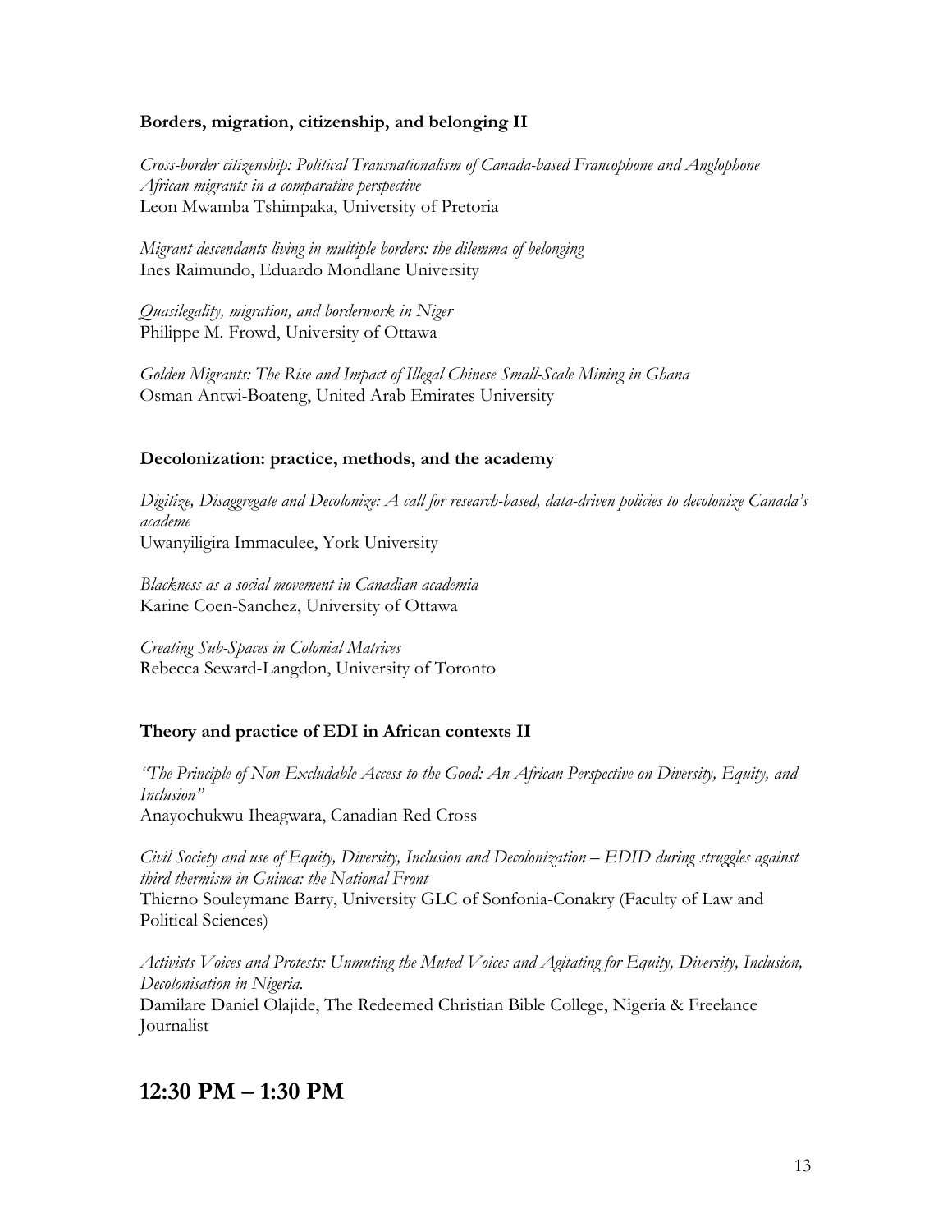### Borders, migration, citizenship, and belonging II

*Cross-border citizenship: Political Transnationalism of Canada-based Francophone and Anglophone African migrants in a comparative perspective*
Leon Mwamba Tshimpaka, University of Pretoria

*Migrant descendants living in multiple borders: the dilemma of belonging*
Ines Raimundo, Eduardo Mondlane University

*Quasilegality, migration, and borderwork in Niger*
Philippe M. Frowd, University of Ottawa

*Golden Migrants: The Rise and Impact of Illegal Chinese Small-Scale Mining in Ghana*
Osman Antwi-Boateng, United Arab Emirates University

### Decolonization: practice, methods, and the academy

*Digitize, Disaggregate and Decolonize: A call for research-based, data-driven policies to decolonize Canada's academe*
Uwanyiligira Immaculee, York University

*Blackness as a social movement in Canadian academia*
Karine Coen-Sanchez, University of Ottawa

*Creating Sub-Spaces in Colonial Matrices*
Rebecca Seward-Langdon, University of Toronto

### Theory and practice of EDI in African contexts II

*"The Principle of Non-Excludable Access to the Good: An African Perspective on Diversity, Equity, and Inclusion"*
Anayochukwu Iheagwara, Canadian Red Cross

*Civil Society and use of Equity, Diversity, Inclusion and Decolonization – EDID during struggles against third thermism in Guinea: the National Front*
Thierno Souleymane Barry, University GLC of Sonfonia-Conakry (Faculty of Law and Political Sciences)

*Activists Voices and Protests: Unmuting the Muted Voices and Agitating for Equity, Diversity, Inclusion, Decolonisation in Nigeria.*
Damilare Daniel Olajide, The Redeemed Christian Bible College, Nigeria & Freelance Journalist

## 12:30 PM – 1:30 PM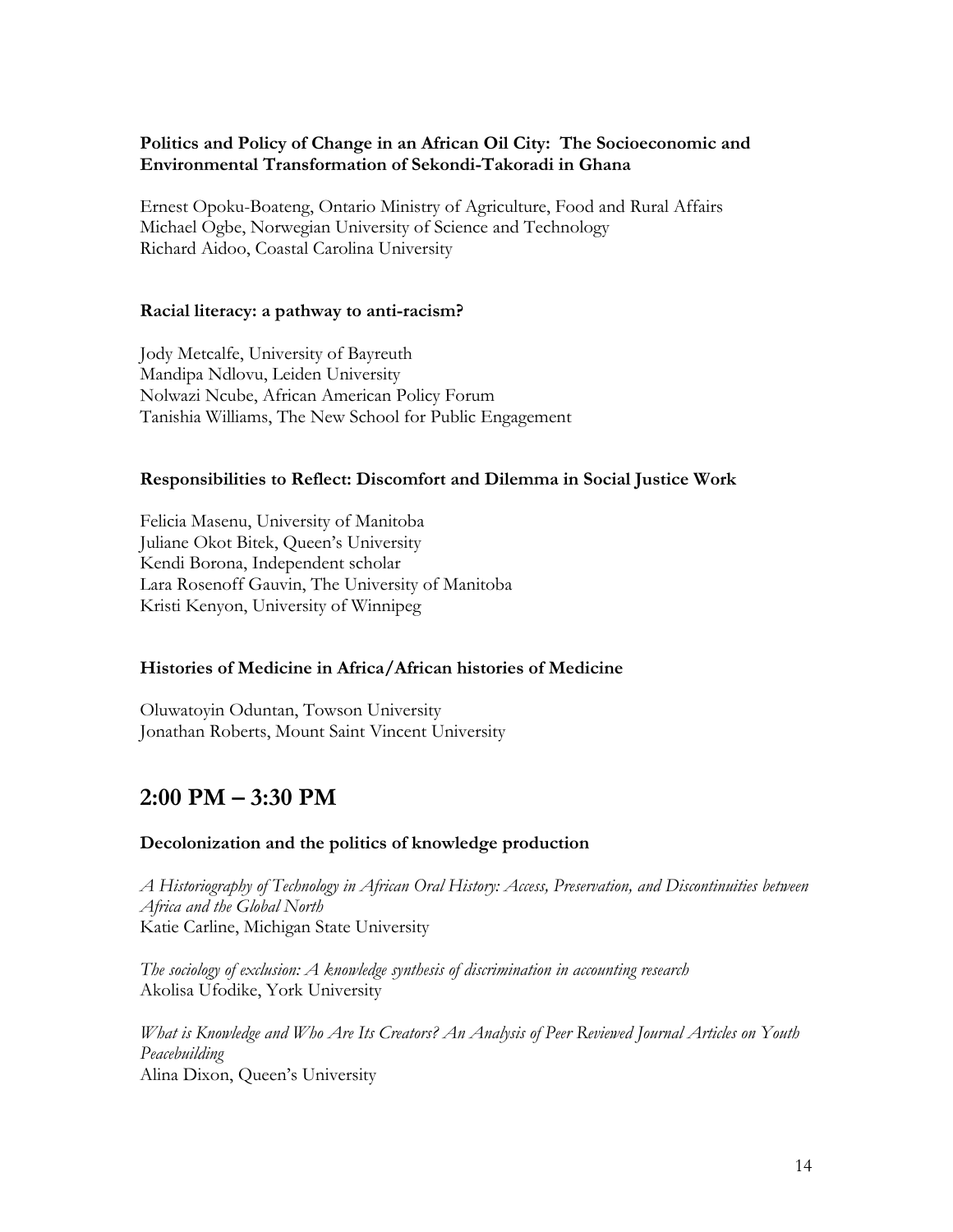**Politics and Policy of Change in an African Oil City: The Socioeconomic and Environmental Transformation of Sekondi-Takoradi in Ghana**

Ernest Opoku-Boateng, Ontario Ministry of Agriculture, Food and Rural Affairs
Michael Ogbe, Norwegian University of Science and Technology
Richard Aidoo, Coastal Carolina University

**Racial literacy: a pathway to anti-racism?**

Jody Metcalfe, University of Bayreuth
Mandipa Ndlovu, Leiden University
Nolwazi Ncube, African American Policy Forum
Tanishia Williams, The New School for Public Engagement

**Responsibilities to Reflect: Discomfort and Dilemma in Social Justice Work**

Felicia Masenu, University of Manitoba
Juliane Okot Bitek, Queen's University
Kendi Borona, Independent scholar
Lara Rosenoff Gauvin, The University of Manitoba
Kristi Kenyon, University of Winnipeg

**Histories of Medicine in Africa/African histories of Medicine**

Oluwatoyin Oduntan, Towson University
Jonathan Roberts, Mount Saint Vincent University

## 2:00 PM – 3:30 PM

**Decolonization and the politics of knowledge production**

*A Historiography of Technology in African Oral History: Access, Preservation, and Discontinuities between Africa and the Global North*
Katie Carline, Michigan State University

*The sociology of exclusion: A knowledge synthesis of discrimination in accounting research*
Akolisa Ufodike, York University

*What is Knowledge and Who Are Its Creators? An Analysis of Peer Reviewed Journal Articles on Youth Peacebuilding*
Alina Dixon, Queen's University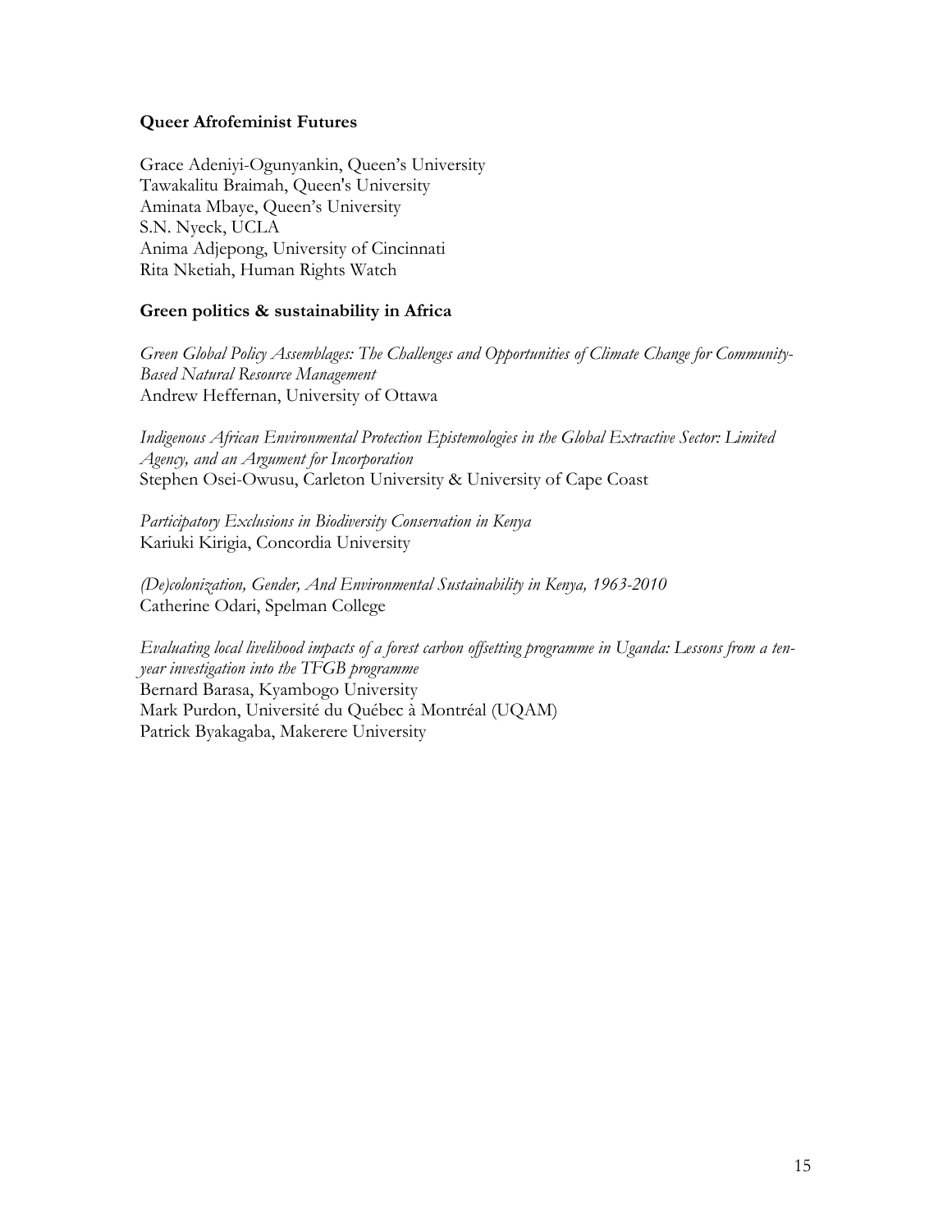**Queer Afrofeminist Futures**

Grace Adeniyi-Ogunyankin, Queen's University  
Tawakalitu Braimah, Queen's University  
Aminata Mbaye, Queen's University  
S.N. Nyeck, UCLA  
Anima Adjepong, University of Cincinnati  
Rita Nketiah, Human Rights Watch

**Green politics & sustainability in Africa**

*Green Global Policy Assemblages: The Challenges and Opportunities of Climate Change for Community-Based Natural Resource Management*  
Andrew Heffernan, University of Ottawa

*Indigenous African Environmental Protection Epistemologies in the Global Extractive Sector: Limited Agency, and an Argument for Incorporation*  
Stephen Osei-Owusu, Carleton University & University of Cape Coast

*Participatory Exclusions in Biodiversity Conservation in Kenya*  
Kariuki Kirigia, Concordia University

*(De)colonization, Gender, And Environmental Sustainability in Kenya, 1963-2010*  
Catherine Odari, Spelman College

*Evaluating local livelihood impacts of a forest carbon offsetting programme in Uganda: Lessons from a ten-year investigation into the TFGB programme*  
Bernard Barasa, Kyambogo University  
Mark Purdon, Université du Québec à Montréal (UQAM)  
Patrick Byakagaba, Makerere University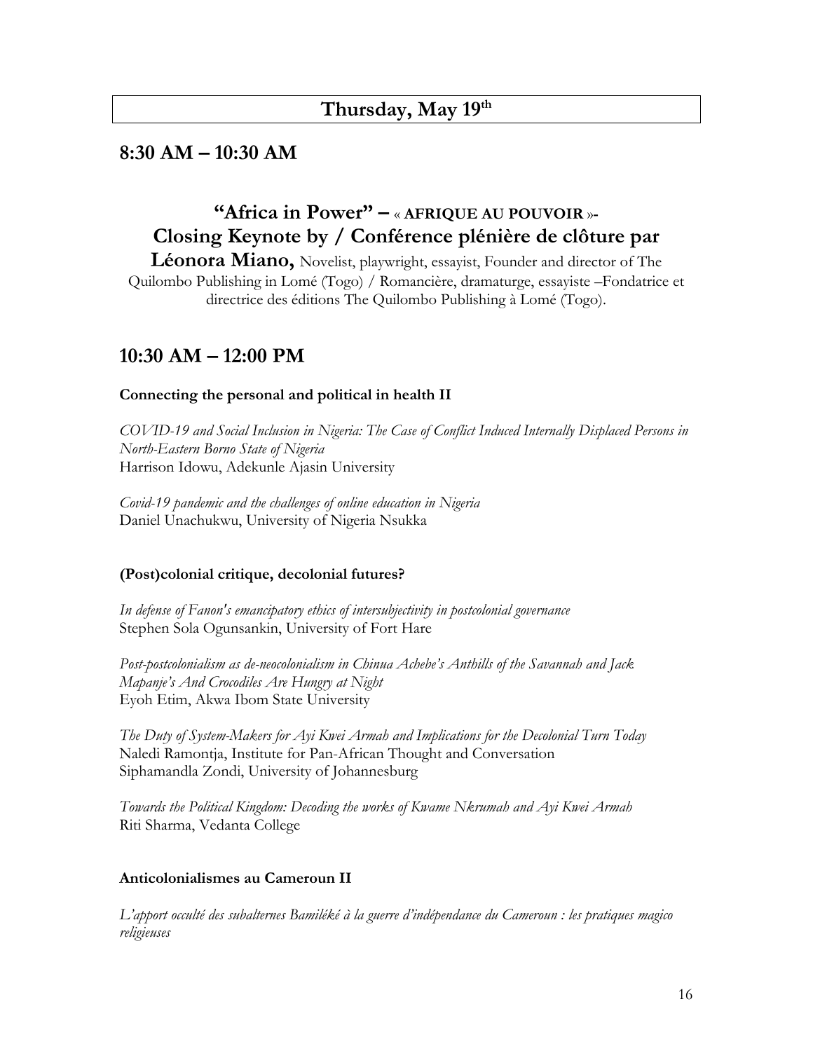## Thursday, May 19th

## 8:30 AM – 10:30 AM

### "Africa in Power" – « AFRIQUE AU POUVOIR »- Closing Keynote by / Conférence plénière de clôture par

**Léonora Miano,** Novelist, playwright, essayist, Founder and director of The Quilombo Publishing in Lomé (Togo) / Romancière, dramaturge, essayiste –Fondatrice et directrice des éditions The Quilombo Publishing à Lomé (Togo).

## 10:30 AM – 12:00 PM

**Connecting the personal and political in health II**

*COVID-19 and Social Inclusion in Nigeria: The Case of Conflict Induced Internally Displaced Persons in North-Eastern Borno State of Nigeria*
Harrison Idowu, Adekunle Ajasin University

*Covid-19 pandemic and the challenges of online education in Nigeria*
Daniel Unachukwu, University of Nigeria Nsukka

**(Post)colonial critique, decolonial futures?**

*In defense of Fanon's emancipatory ethics of intersubjectivity in postcolonial governance*
Stephen Sola Ogunsankin, University of Fort Hare

*Post-postcolonialism as de-neocolonialism in Chinua Achebe's Anthills of the Savannah and Jack Mapanje's And Crocodiles Are Hungry at Night*
Eyoh Etim, Akwa Ibom State University

*The Duty of System-Makers for Ayi Kwei Armah and Implications for the Decolonial Turn Today*
Naledi Ramontja, Institute for Pan-African Thought and Conversation
Siphamandla Zondi, University of Johannesburg

*Towards the Political Kingdom: Decoding the works of Kwame Nkrumah and Ayi Kwei Armah*
Riti Sharma, Vedanta College

**Anticolonialismes au Cameroun II**

*L'apport occulté des subalternes Bamiléké à la guerre d'indépendance du Cameroun : les pratiques magico religieuses*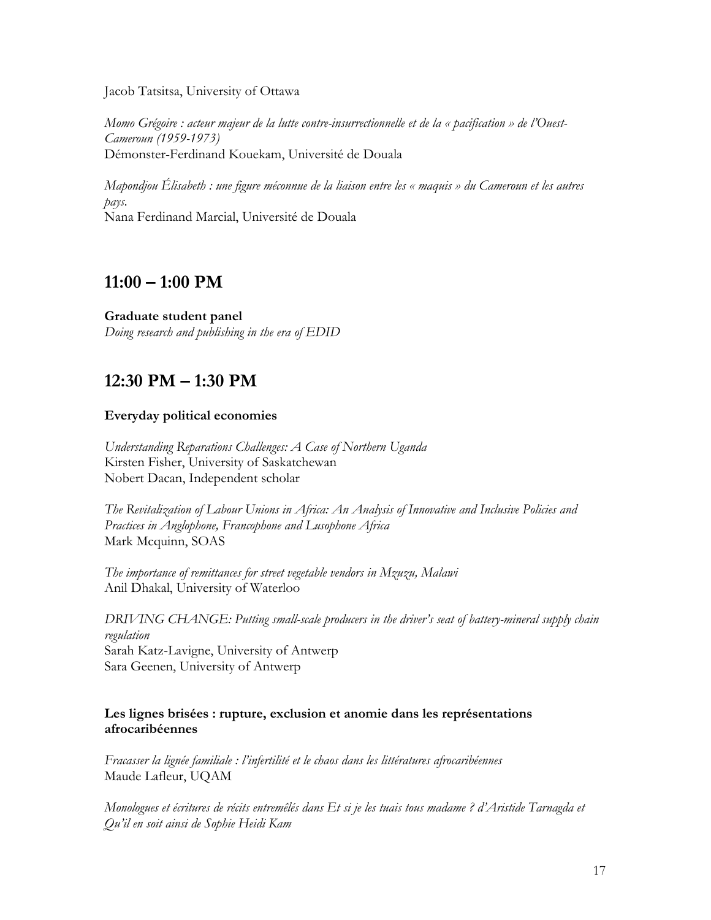Jacob Tatsitsa, University of Ottawa

*Momo Grégoire : acteur majeur de la lutte contre-insurrectionnelle et de la « pacification » de l'Ouest-Cameroun (1959-1973)*
Démonster-Ferdinand Kouekam, Université de Douala

*Mapondjou Élisabeth : une figure méconnue de la liaison entre les « maquis » du Cameroun et les autres pays.*
Nana Ferdinand Marcial, Université de Douala

## 11:00 – 1:00 PM

**Graduate student panel**
*Doing research and publishing in the era of EDID*

## 12:30 PM – 1:30 PM

**Everyday political economies**

*Understanding Reparations Challenges: A Case of Northern Uganda*
Kirsten Fisher, University of Saskatchewan
Nobert Dacan, Independent scholar

*The Revitalization of Labour Unions in Africa: An Analysis of Innovative and Inclusive Policies and Practices in Anglophone, Francophone and Lusophone Africa*
Mark Mcquinn, SOAS

*The importance of remittances for street vegetable vendors in Mzuzu, Malawi*
Anil Dhakal, University of Waterloo

*DRIVING CHANGE: Putting small-scale producers in the driver's seat of battery-mineral supply chain regulation*
Sarah Katz-Lavigne, University of Antwerp
Sara Geenen, University of Antwerp

**Les lignes brisées : rupture, exclusion et anomie dans les représentations afrocaribéennes**

*Fracasser la lignée familiale : l'infertilité et le chaos dans les littératures afrocaribéennes*
Maude Lafleur, UQAM

*Monologues et écritures de récits entremêlés dans Et si je les tuais tous madame ? d'Aristide Tarnagda et Qu'il en soit ainsi de Sophie Heidi Kam*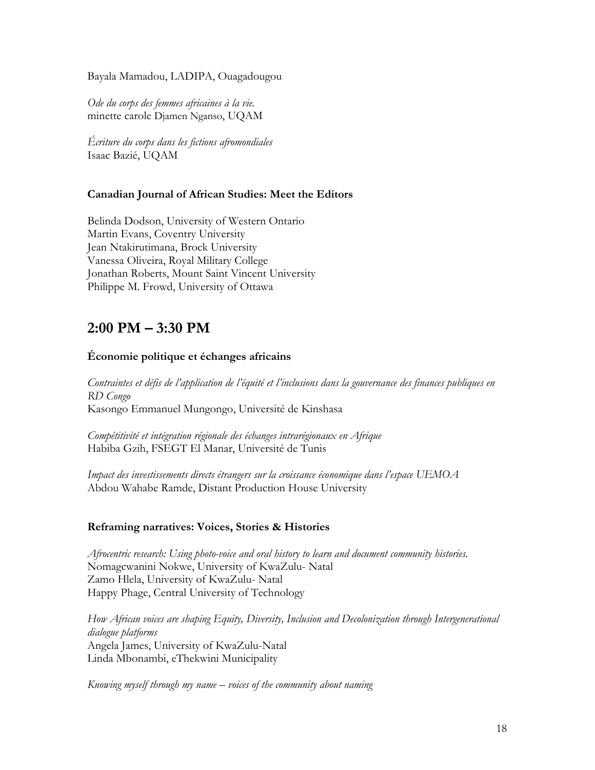Bayala Mamadou, LADIPA, Ouagadougou

*Ode du corps des femmes africaines à la vie.*
minette carole Djamen Nganso, UQAM

*Écriture du corps dans les fictions afromondiales*
Isaac Bazié, UQAM

**Canadian Journal of African Studies: Meet the Editors**

Belinda Dodson, University of Western Ontario
Martin Evans, Coventry University
Jean Ntakirutimana, Brock University
Vanessa Oliveira, Royal Military College
Jonathan Roberts, Mount Saint Vincent University
Philippe M. Frowd, University of Ottawa

## 2:00 PM – 3:30 PM

**Économie politique et échanges africains**

*Contraintes et défis de l'application de l'équité et l'inclusions dans la gouvernance des finances publiques en RD Congo*
Kasongo Emmanuel Mungongo, Université de Kinshasa

*Compétitivité et intégration régionale des échanges intrarégionaux en Afrique*
Habiba Gzih, FSEGT El Manar, Université de Tunis

*Impact des investissements directs étrangers sur la croissance économique dans l'espace UEMOA*
Abdou Wahabe Ramde, Distant Production House University

**Reframing narratives: Voices, Stories & Histories**

*Afrocentric research: Using photo-voice and oral history to learn and document community histories.*
Nomagcwanini Nokwe, University of KwaZulu- Natal
Zamo Hlela, University of KwaZulu- Natal
Happy Phage, Central University of Technology

*How African voices are shaping Equity, Diversity, Inclusion and Decolonization through Intergenerational dialogue platforms*
Angela James, University of KwaZulu-Natal
Linda Mbonambi, eThekwini Municipality

*Knowing myself through my name – voices of the community about naming*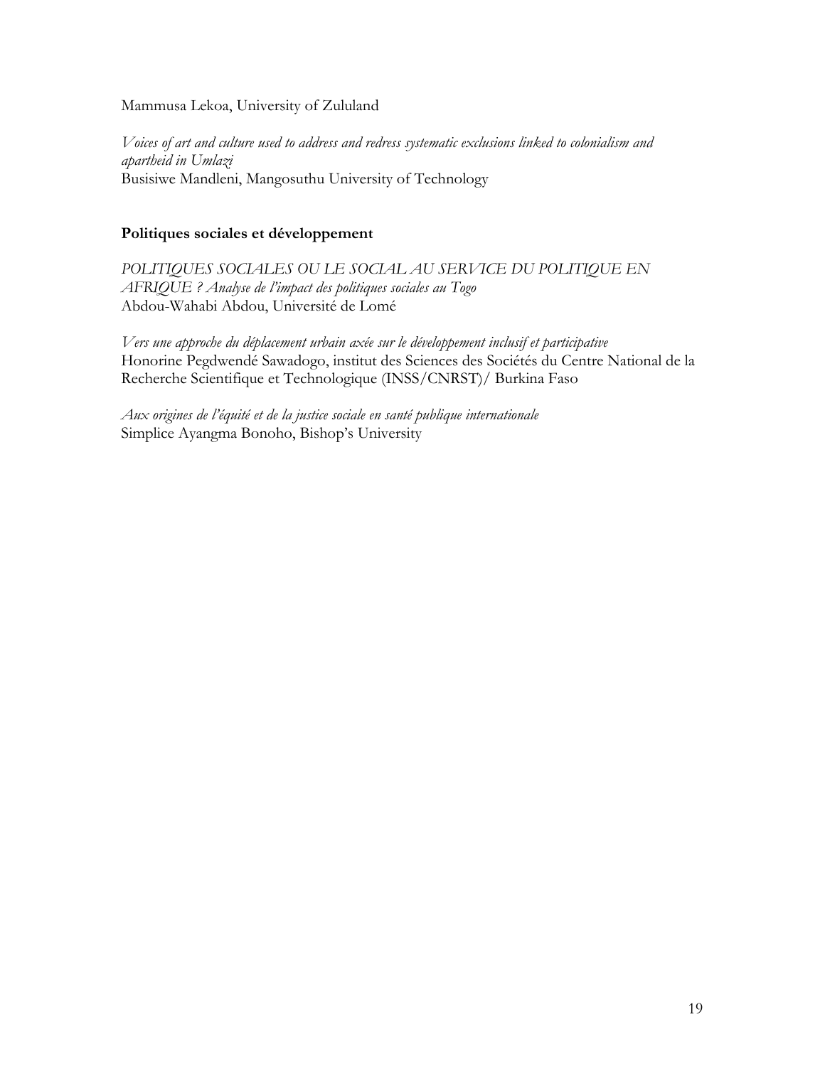Mammusa Lekoa, University of Zululand

*Voices of art and culture used to address and redress systematic exclusions linked to colonialism and apartheid in Umlazi*
Busisiwe Mandleni, Mangosuthu University of Technology

**Politiques sociales et développement**

*POLITIQUES SOCIALES OU LE SOCIAL AU SERVICE DU POLITIQUE EN AFRIQUE ? Analyse de l'impact des politiques sociales au Togo*
Abdou-Wahabi Abdou, Université de Lomé

*Vers une approche du déplacement urbain axée sur le développement inclusif et participative*
Honorine Pegdwendé Sawadogo, institut des Sciences des Sociétés du Centre National de la Recherche Scientifique et Technologique (INSS/CNRST)/ Burkina Faso

*Aux origines de l'équité et de la justice sociale en santé publique internationale*
Simplice Ayangma Bonoho, Bishop's University